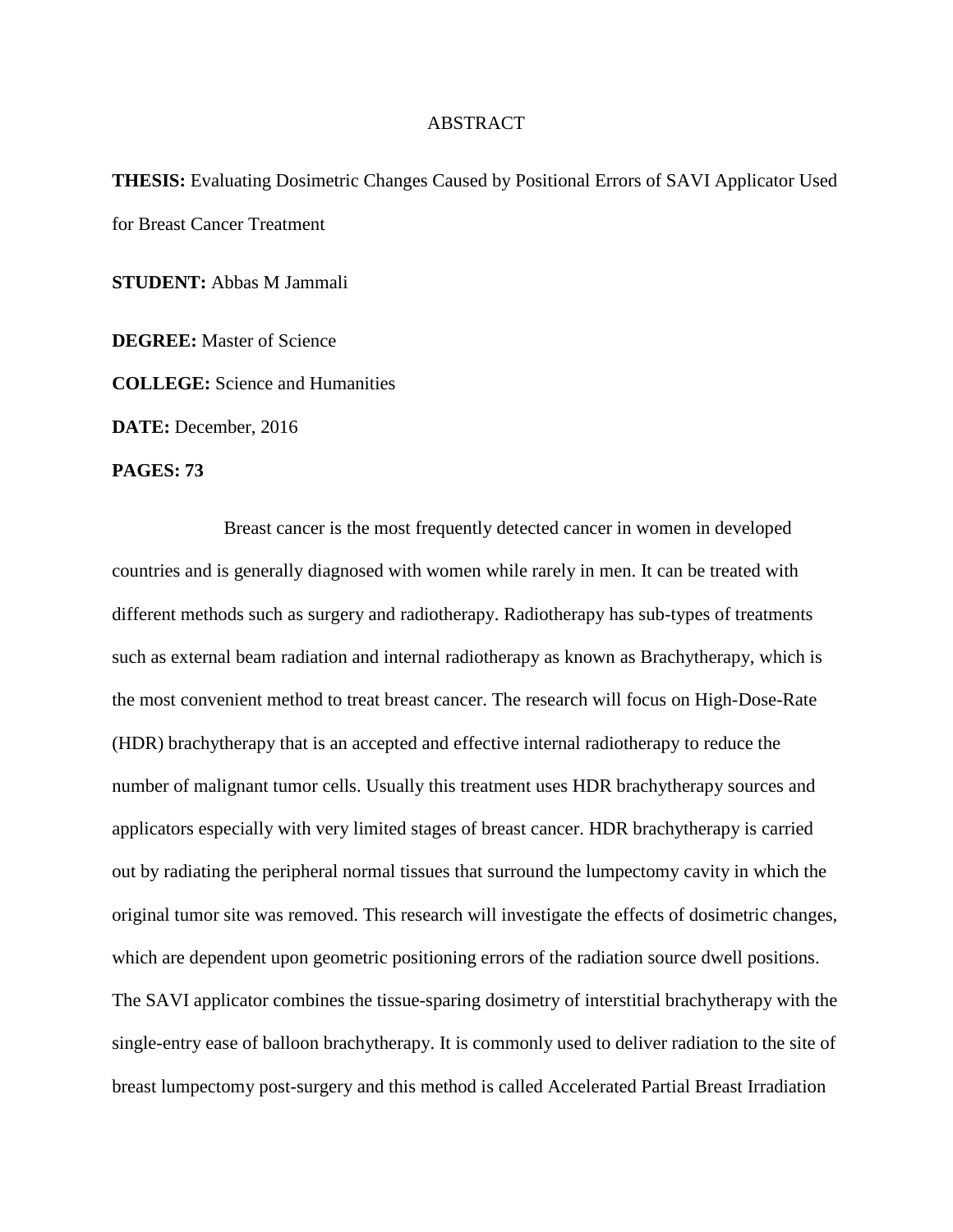# ABSTRACT

**THESIS:** Evaluating Dosimetric Changes Caused by Positional Errors of SAVI Applicator Used for Breast Cancer Treatment

**STUDENT:** Abbas M Jammali

**DEGREE:** Master of Science

**COLLEGE:** Science and Humanities

**DATE:** December, 2016

**PAGES: 73**

Breast cancer is the most frequently detected cancer in women in developed countries and is generally diagnosed with women while rarely in men. It can be treated with different methods such as surgery and radiotherapy. Radiotherapy has sub-types of treatments such as external beam radiation and internal radiotherapy as known as Brachytherapy, which is the most convenient method to treat breast cancer. The research will focus on High-Dose-Rate (HDR) brachytherapy that is an accepted and effective internal radiotherapy to reduce the number of malignant tumor cells. Usually this treatment uses HDR brachytherapy sources and applicators especially with very limited stages of breast cancer. HDR brachytherapy is carried out by radiating the peripheral normal tissues that surround the lumpectomy cavity in which the original tumor site was removed. This research will investigate the effects of dosimetric changes, which are dependent upon geometric positioning errors of the radiation source dwell positions. The SAVI applicator combines the tissue-sparing dosimetry of interstitial brachytherapy with the single-entry ease of balloon brachytherapy. It is commonly used to deliver radiation to the site of breast lumpectomy post-surgery and this method is called Accelerated Partial Breast Irradiation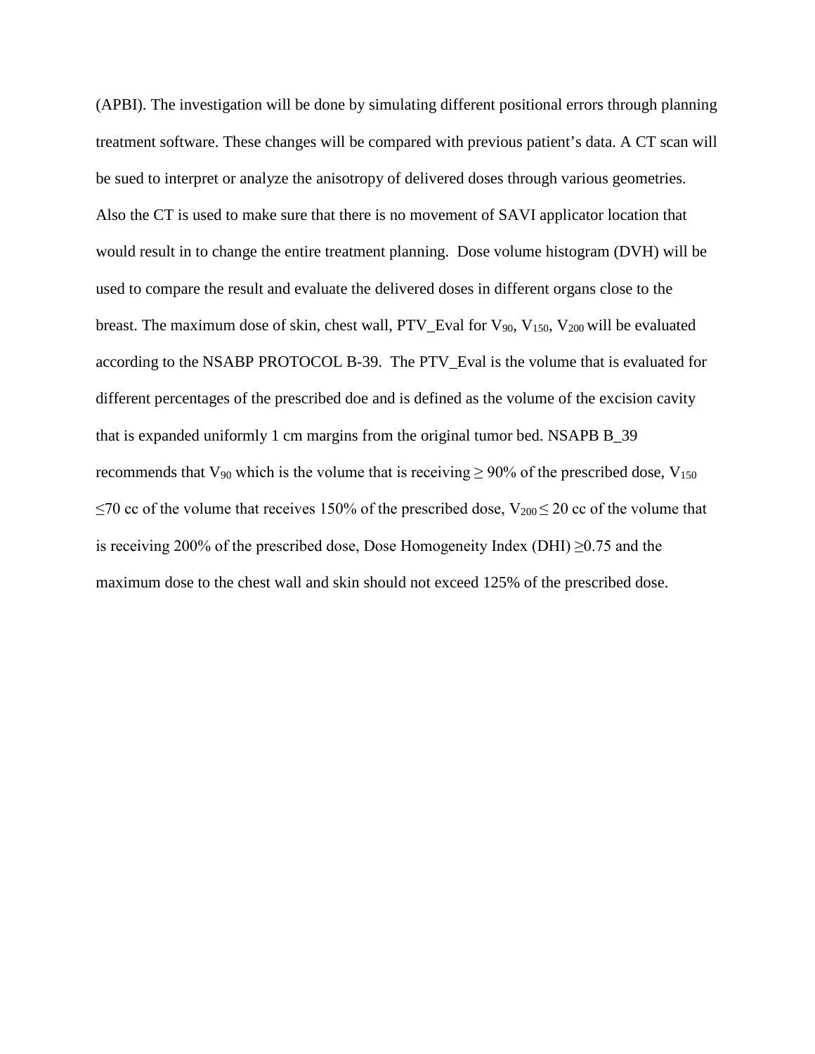(APBI). The investigation will be done by simulating different positional errors through planning treatment software. These changes will be compared with previous patient's data. A CT scan will be sued to interpret or analyze the anisotropy of delivered doses through various geometries. Also the CT is used to make sure that there is no movement of SAVI applicator location that would result in to change the entire treatment planning. Dose volume histogram (DVH) will be used to compare the result and evaluate the delivered doses in different organs close to the breast. The maximum dose of skin, chest wall, PTV_Eval for $V_{90}$, $V_{150}$, $V_{200}$ will be evaluated according to the NSABP PROTOCOL B-39. The PTV_Eval is the volume that is evaluated for different percentages of the prescribed doe and is defined as the volume of the excision cavity that is expanded uniformly 1 cm margins from the original tumor bed. NSAPB B_39 recommends that $V_{90}$ which is the volume that is receiving ≥ 90% of the prescribed dose, $V_{150}$ ≤70 cc of the volume that receives 150% of the prescribed dose, $V_{200}$ ≤ 20 cc of the volume that is receiving 200% of the prescribed dose, Dose Homogeneity Index (DHI) ≥0.75 and the maximum dose to the chest wall and skin should not exceed 125% of the prescribed dose.